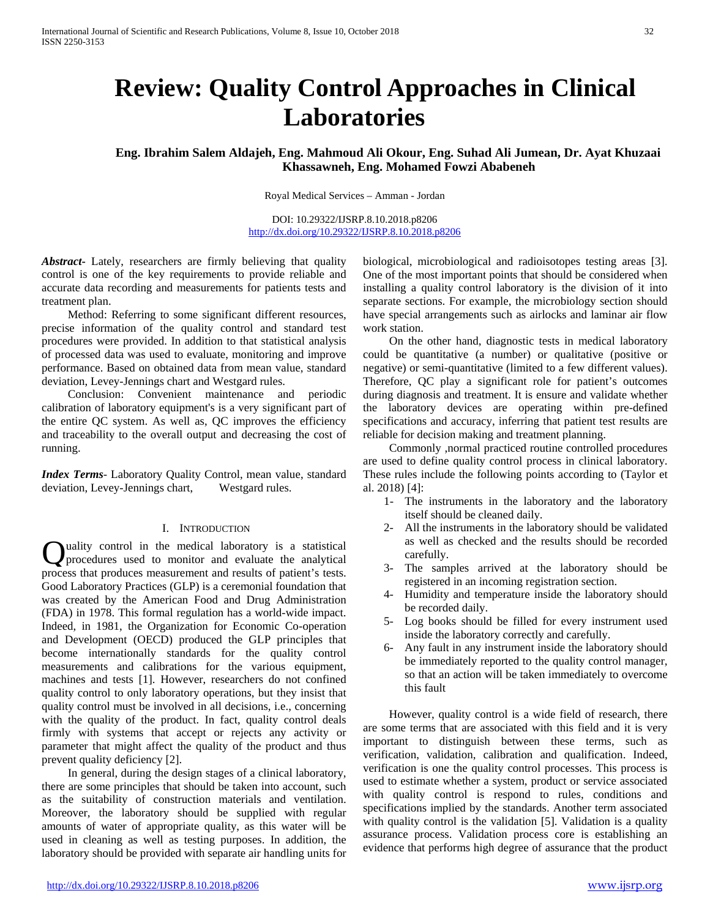# Review: Quality Control Approaches in Clinical Laboratories

**Eng. Ibrahim Salem Aldajeh, Eng. Mahmoud Ali Okour, Eng. Suhad Ali Jumean, Dr. Ayat Khuzaai Khassawneh, Eng. Mohamed Fowzi Ababeneh**

Royal Medical Services – Amman - Jordan

DOI: 10.29322/IJSRP.8.10.2018.p8206
http://dx.doi.org/10.29322/IJSRP.8.10.2018.p8206

***Abstract***- Lately, researchers are firmly believing that quality control is one of the key requirements to provide reliable and accurate data recording and measurements for patients tests and treatment plan.

Method: Referring to some significant different resources, precise information of the quality control and standard test procedures were provided. In addition to that statistical analysis of processed data was used to evaluate, monitoring and improve performance. Based on obtained data from mean value, standard deviation, Levey-Jennings chart and Westgard rules.

Conclusion: Convenient maintenance and periodic calibration of laboratory equipment's is a very significant part of the entire QC system. As well as, QC improves the efficiency and traceability to the overall output and decreasing the cost of running.

***Index Terms***- Laboratory Quality Control, mean value, standard deviation, Levey-Jennings chart, Westgard rules.

## I. Introduction

Quality control in the medical laboratory is a statistical procedures used to monitor and evaluate the analytical process that produces measurement and results of patient's tests. Good Laboratory Practices (GLP) is a ceremonial foundation that was created by the American Food and Drug Administration (FDA) in 1978. This formal regulation has a world-wide impact. Indeed, in 1981, the Organization for Economic Co-operation and Development (OECD) produced the GLP principles that become internationally standards for the quality control measurements and calibrations for the various equipment, machines and tests [1]. However, researchers do not confined quality control to only laboratory operations, but they insist that quality control must be involved in all decisions, i.e., concerning with the quality of the product. In fact, quality control deals firmly with systems that accept or rejects any activity or parameter that might affect the quality of the product and thus prevent quality deficiency [2].

In general, during the design stages of a clinical laboratory, there are some principles that should be taken into account, such as the suitability of construction materials and ventilation. Moreover, the laboratory should be supplied with regular amounts of water of appropriate quality, as this water will be used in cleaning as well as testing purposes. In addition, the laboratory should be provided with separate air handling units for biological, microbiological and radioisotopes testing areas [3]. One of the most important points that should be considered when installing a quality control laboratory is the division of it into separate sections. For example, the microbiology section should have special arrangements such as airlocks and laminar air flow work station.

On the other hand, diagnostic tests in medical laboratory could be quantitative (a number) or qualitative (positive or negative) or semi-quantitative (limited to a few different values). Therefore, QC play a significant role for patient's outcomes during diagnosis and treatment. It is ensure and validate whether the laboratory devices are operating within pre-defined specifications and accuracy, inferring that patient test results are reliable for decision making and treatment planning.

Commonly ,normal practiced routine controlled procedures are used to define quality control process in clinical laboratory. These rules include the following points according to (Taylor et al. 2018) [4]:

1- The instruments in the laboratory and the laboratory itself should be cleaned daily.
2- All the instruments in the laboratory should be validated as well as checked and the results should be recorded carefully.
3- The samples arrived at the laboratory should be registered in an incoming registration section.
4- Humidity and temperature inside the laboratory should be recorded daily.
5- Log books should be filled for every instrument used inside the laboratory correctly and carefully.
6- Any fault in any instrument inside the laboratory should be immediately reported to the quality control manager, so that an action will be taken immediately to overcome this fault

However, quality control is a wide field of research, there are some terms that are associated with this field and it is very important to distinguish between these terms, such as verification, validation, calibration and qualification. Indeed, verification is one the quality control processes. This process is used to estimate whether a system, product or service associated with quality control is respond to rules, conditions and specifications implied by the standards. Another term associated with quality control is the validation [5]. Validation is a quality assurance process. Validation process core is establishing an evidence that performs high degree of assurance that the product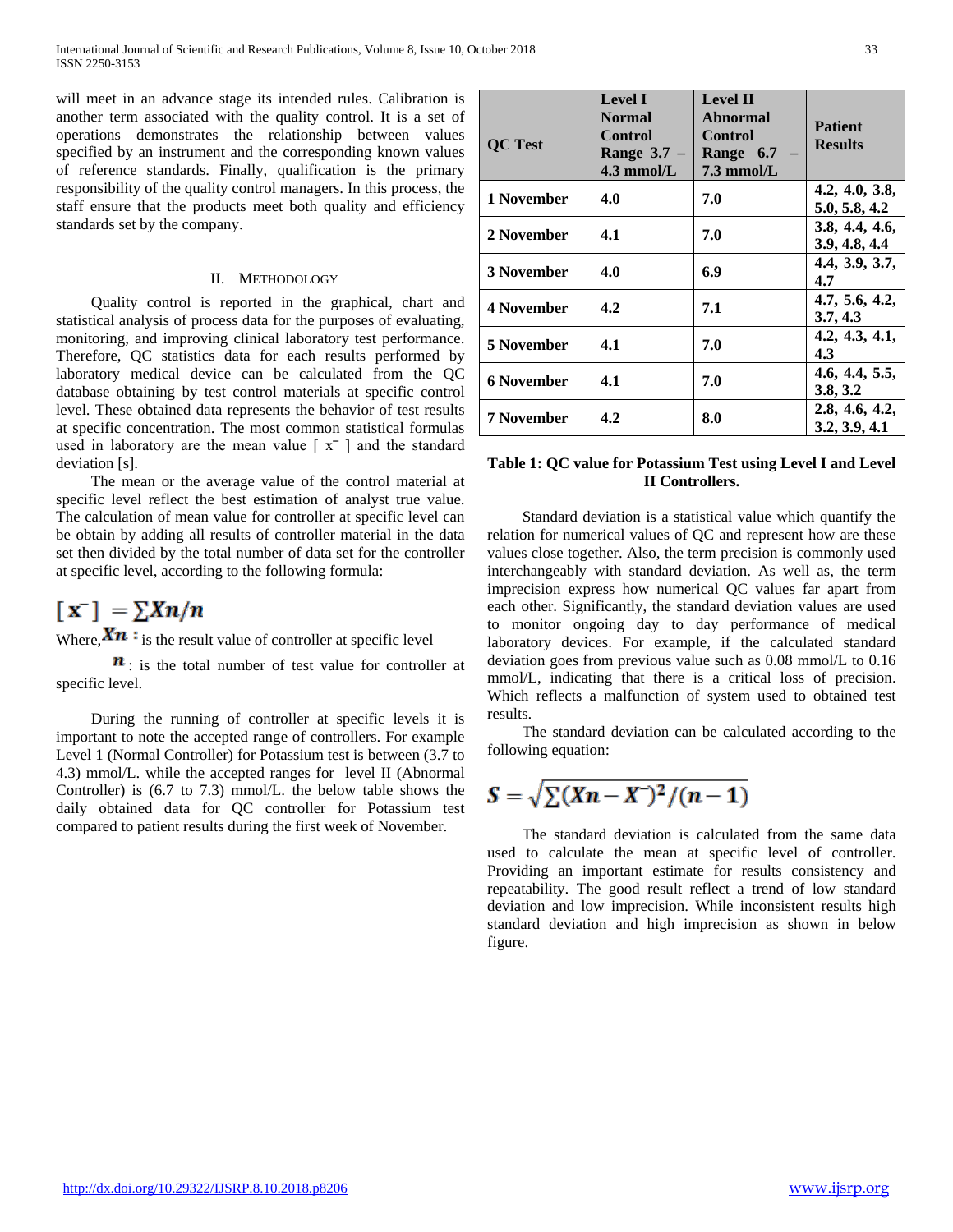will meet in an advance stage its intended rules. Calibration is another term associated with the quality control. It is a set of operations demonstrates the relationship between values specified by an instrument and the corresponding known values of reference standards. Finally, qualification is the primary responsibility of the quality control managers. In this process, the staff ensure that the products meet both quality and efficiency standards set by the company.

## II. Methodology

Quality control is reported in the graphical, chart and statistical analysis of process data for the purposes of evaluating, monitoring, and improving clinical laboratory test performance. Therefore, QC statistics data for each results performed by laboratory medical device can be calculated from the QC database obtaining by test control materials at specific control level. These obtained data represents the behavior of test results at specific concentration. The most common statistical formulas used in laboratory are the mean value [ $\bar{x}$ ] and the standard deviation [s].

The mean or the average value of the control material at specific level reflect the best estimation of analyst true value. The calculation of mean value for controller at specific level can be obtain by adding all results of controller material in the data set then divided by the total number of data set for the controller at specific level, according to the following formula:

$$[\bar{x}] = \sum Xn/n$$

Where, $Xn$ : is the result value of controller at specific level

$n$ : is the total number of test value for controller at specific level.

During the running of controller at specific levels it is important to note the accepted range of controllers. For example Level 1 (Normal Controller) for Potassium test is between (3.7 to 4.3) mmol/L. while the accepted ranges for level II (Abnormal Controller) is (6.7 to 7.3) mmol/L. the below table shows the daily obtained data for QC controller for Potassium test compared to patient results during the first week of November.

| QC Test | Level I Normal Control Range 3.7 – 4.3 mmol/L | Level II Abnormal Control Range 6.7 – 7.3 mmol/L | Patient Results |
|---|---|---|---|
| 1 November | 4.0 | 7.0 | 4.2, 4.0, 3.8, 5.0, 5.8, 4.2 |
| 2 November | 4.1 | 7.0 | 3.8, 4.4, 4.6, 3.9, 4.8, 4.4 |
| 3 November | 4.0 | 6.9 | 4.4, 3.9, 3.7, 4.7 |
| 4 November | 4.2 | 7.1 | 4.7, 5.6, 4.2, 3.7, 4.3 |
| 5 November | 4.1 | 7.0 | 4.2, 4.3, 4.1, 4.3 |
| 6 November | 4.1 | 7.0 | 4.6, 4.4, 5.5, 3.8, 3.2 |
| 7 November | 4.2 | 8.0 | 2.8, 4.6, 4.2, 3.2, 3.9, 4.1 |

**Table 1: QC value for Potassium Test using Level I and Level II Controllers.**

Standard deviation is a statistical value which quantify the relation for numerical values of QC and represent how are these values close together. Also, the term precision is commonly used interchangeably with standard deviation. As well as, the term imprecision express how numerical QC values far apart from each other. Significantly, the standard deviation values are used to monitor ongoing day to day performance of medical laboratory devices. For example, if the calculated standard deviation goes from previous value such as 0.08 mmol/L to 0.16 mmol/L, indicating that there is a critical loss of precision. Which reflects a malfunction of system used to obtained test results.

The standard deviation can be calculated according to the following equation:

$$S = \sqrt{\sum (Xn - \bar{X})^2 / (n-1)}$$

The standard deviation is calculated from the same data used to calculate the mean at specific level of controller. Providing an important estimate for results consistency and repeatability. The good result reflect a trend of low standard deviation and low imprecision. While inconsistent results high standard deviation and high imprecision as shown in below figure.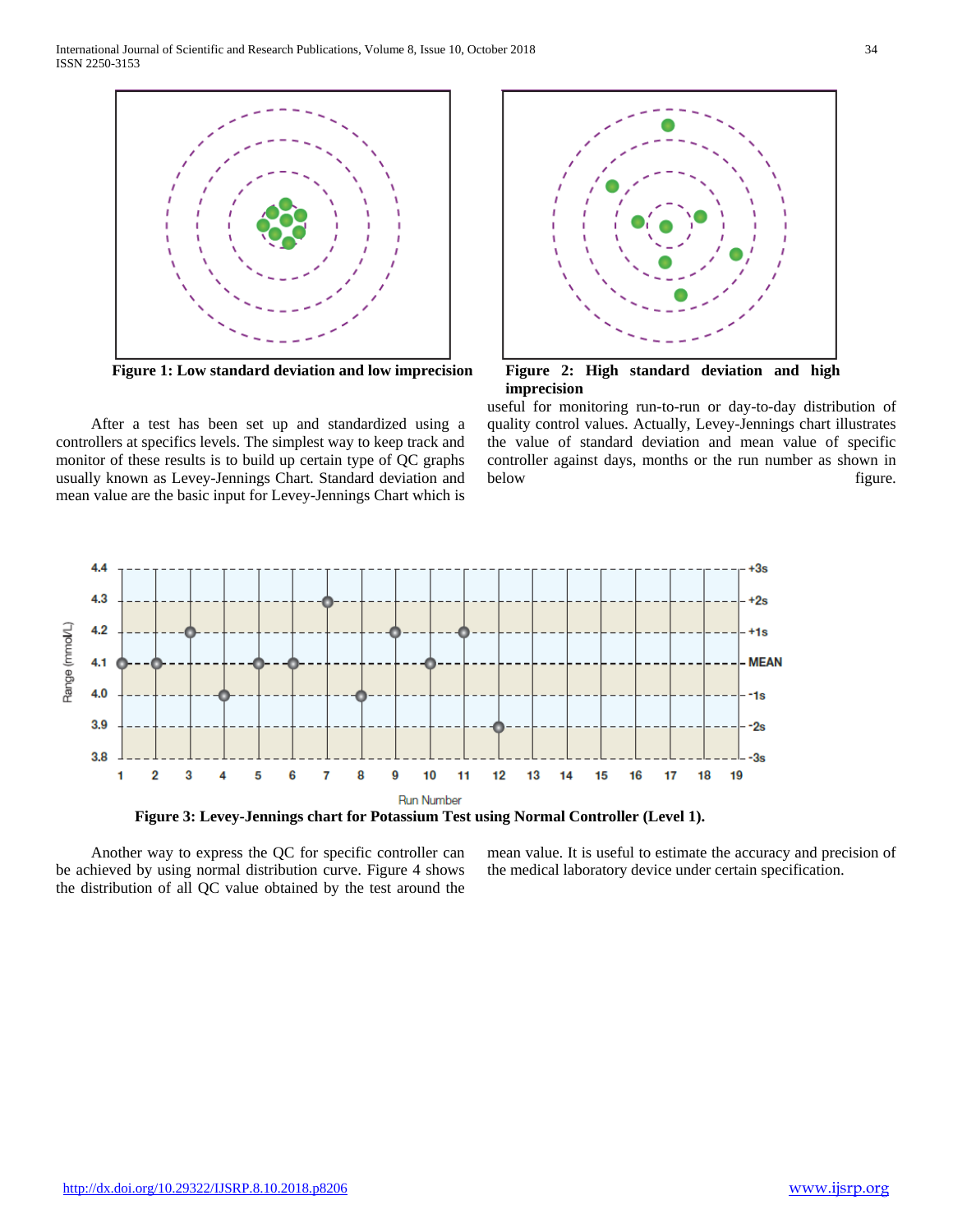**Figure 1: Low standard deviation and low imprecision**

**Figure 2: High standard deviation and high imprecision**

After a test has been set up and standardized using a controllers at specifics levels. The simplest way to keep track and monitor of these results is to build up certain type of QC graphs usually known as Levey-Jennings Chart. Standard deviation and mean value are the basic input for Levey-Jennings Chart which is useful for monitoring run-to-run or day-to-day distribution of quality control values. Actually, Levey-Jennings chart illustrates the value of standard deviation and mean value of specific controller against days, months or the run number as shown in below figure.

**Figure 3: Levey-Jennings chart for Potassium Test using Normal Controller (Level 1).**

Another way to express the QC for specific controller can be achieved by using normal distribution curve. Figure 4 shows the distribution of all QC value obtained by the test around the mean value. It is useful to estimate the accuracy and precision of the medical laboratory device under certain specification.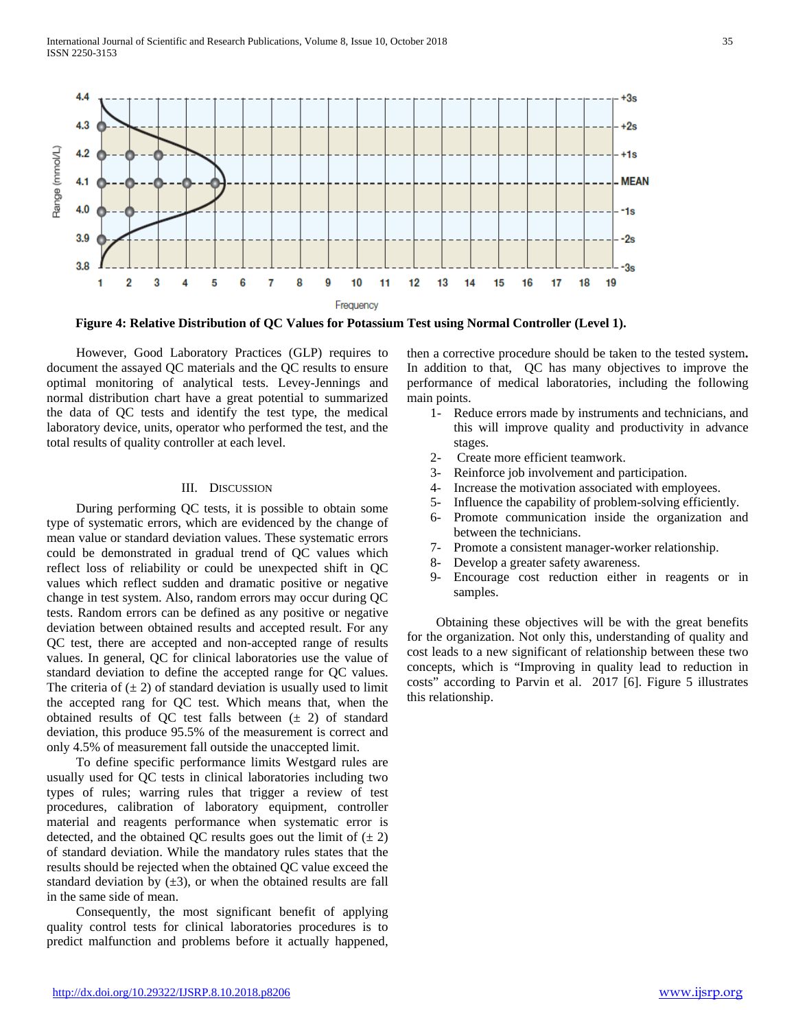**Figure 4: Relative Distribution of QC Values for Potassium Test using Normal Controller (Level 1).**

However, Good Laboratory Practices (GLP) requires to document the assayed QC materials and the QC results to ensure optimal monitoring of analytical tests. Levey-Jennings and normal distribution chart have a great potential to summarized the data of QC tests and identify the test type, the medical laboratory device, units, operator who performed the test, and the total results of quality controller at each level.

## III. Discussion

During performing QC tests, it is possible to obtain some type of systematic errors, which are evidenced by the change of mean value or standard deviation values. These systematic errors could be demonstrated in gradual trend of QC values which reflect loss of reliability or could be unexpected shift in QC values which reflect sudden and dramatic positive or negative change in test system. Also, random errors may occur during QC tests. Random errors can be defined as any positive or negative deviation between obtained results and accepted result. For any QC test, there are accepted and non-accepted range of results values. In general, QC for clinical laboratories use the value of standard deviation to define the accepted range for QC values. The criteria of (± 2) of standard deviation is usually used to limit the accepted rang for QC test. Which means that, when the obtained results of QC test falls between (± 2) of standard deviation, this produce 95.5% of the measurement is correct and only 4.5% of measurement fall outside the unaccepted limit.

To define specific performance limits Westgard rules are usually used for QC tests in clinical laboratories including two types of rules; warring rules that trigger a review of test procedures, calibration of laboratory equipment, controller material and reagents performance when systematic error is detected, and the obtained QC results goes out the limit of (± 2) of standard deviation. While the mandatory rules states that the results should be rejected when the obtained QC value exceed the standard deviation by (±3), or when the obtained results are fall in the same side of mean.

Consequently, the most significant benefit of applying quality control tests for clinical laboratories procedures is to predict malfunction and problems before it actually happened, then a corrective procedure should be taken to the tested system**.** In addition to that, QC has many objectives to improve the performance of medical laboratories, including the following main points.

1- Reduce errors made by instruments and technicians, and this will improve quality and productivity in advance stages.
2- Create more efficient teamwork.
3- Reinforce job involvement and participation.
4- Increase the motivation associated with employees.
5- Influence the capability of problem-solving efficiently.
6- Promote communication inside the organization and between the technicians.
7- Promote a consistent manager-worker relationship.
8- Develop a greater safety awareness.
9- Encourage cost reduction either in reagents or in samples.

Obtaining these objectives will be with the great benefits for the organization. Not only this, understanding of quality and cost leads to a new significant of relationship between these two concepts, which is "Improving in quality lead to reduction in costs" according to Parvin et al. 2017 [6]. Figure 5 illustrates this relationship.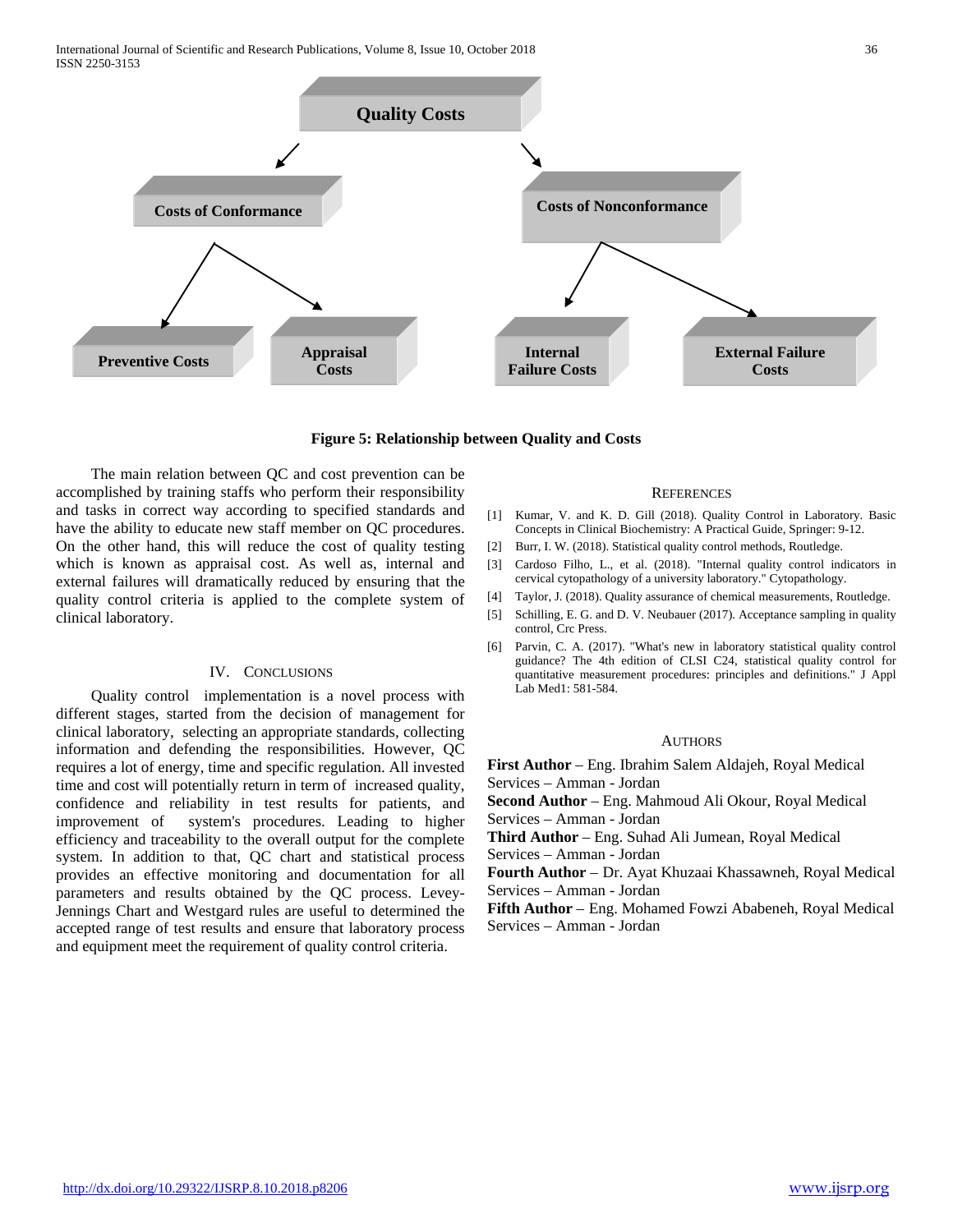Quality Costs

Costs of Conformance

Costs of Nonconformance

Preventive Costs

Appraisal Costs

Internal Failure Costs

External Failure Costs

**Figure 5: Relationship between Quality and Costs**

The main relation between QC and cost prevention can be accomplished by training staffs who perform their responsibility and tasks in correct way according to specified standards and have the ability to educate new staff member on QC procedures. On the other hand, this will reduce the cost of quality testing which is known as appraisal cost. As well as, internal and external failures will dramatically reduced by ensuring that the quality control criteria is applied to the complete system of clinical laboratory.

## IV. Conclusions

Quality control implementation is a novel process with different stages, started from the decision of management for clinical laboratory, selecting an appropriate standards, collecting information and defending the responsibilities. However, QC requires a lot of energy, time and specific regulation. All invested time and cost will potentially return in term of increased quality, confidence and reliability in test results for patients, and improvement of system's procedures. Leading to higher efficiency and traceability to the overall output for the complete system. In addition to that, QC chart and statistical process provides an effective monitoring and documentation for all parameters and results obtained by the QC process. Levey-Jennings Chart and Westgard rules are useful to determined the accepted range of test results and ensure that laboratory process and equipment meet the requirement of quality control criteria.

## References

[1] Kumar, V. and K. D. Gill (2018). Quality Control in Laboratory. Basic Concepts in Clinical Biochemistry: A Practical Guide, Springer: 9-12.

[2] Burr, I. W. (2018). Statistical quality control methods, Routledge.

[3] Cardoso Filho, L., et al. (2018). "Internal quality control indicators in cervical cytopathology of a university laboratory." Cytopathology.

[4] Taylor, J. (2018). Quality assurance of chemical measurements, Routledge.

[5] Schilling, E. G. and D. V. Neubauer (2017). Acceptance sampling in quality control, Crc Press.

[6] Parvin, C. A. (2017). "What's new in laboratory statistical quality control guidance? The 4th edition of CLSI C24, statistical quality control for quantitative measurement procedures: principles and definitions." J Appl Lab Med1: 581-584.

## Authors

**First Author** – Eng. Ibrahim Salem Aldajeh, Royal Medical Services – Amman - Jordan

**Second Author** – Eng. Mahmoud Ali Okour, Royal Medical Services – Amman - Jordan

**Third Author** – Eng. Suhad Ali Jumean, Royal Medical Services – Amman - Jordan

**Fourth Author** – Dr. Ayat Khuzaai Khassawneh, Royal Medical Services – Amman - Jordan

**Fifth Author** – Eng. Mohamed Fowzi Ababeneh, Royal Medical Services – Amman - Jordan

http://dx.doi.org/10.29322/IJSRP.8.10.2018.p8206